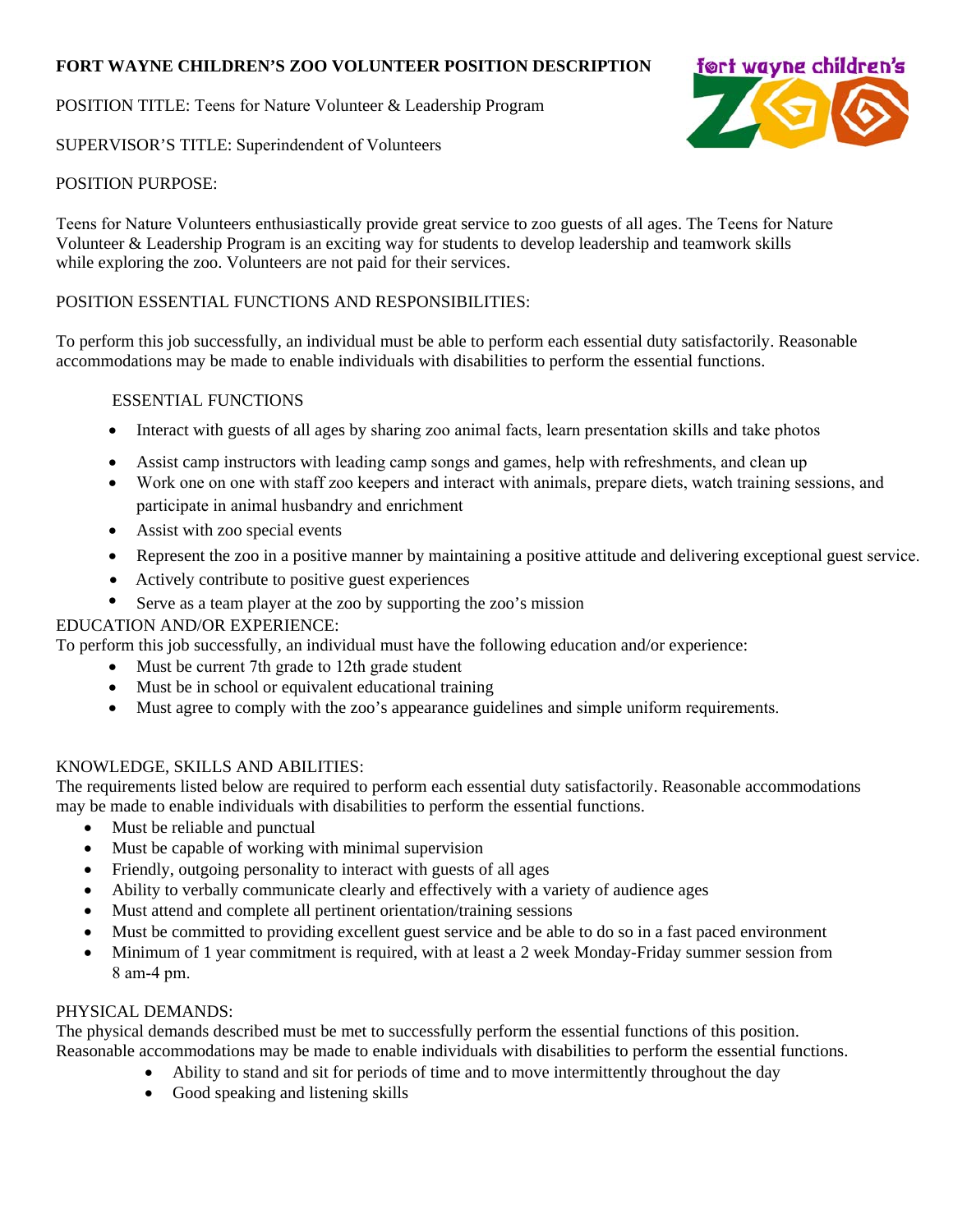**FORT WAYNE CHILDREN'S ZOO VOLUNTEER POSITION DESCRIPTION**

POSITION TITLE: Teens for Nature Volunteer & Leadership Program

SUPERVISOR'S TITLE: Superindendent of Volunteers

POSITION PURPOSE:

Teens for Nature Volunteers enthusiastically provide great service to zoo guests of all ages. The Teens for Nature Volunteer & Leadership Program is an exciting way for students to develop leadership and teamwork skills while exploring the zoo. Volunteers are not paid for their services.

POSITION ESSENTIAL FUNCTIONS AND RESPONSIBILITIES:

To perform this job successfully, an individual must be able to perform each essential duty satisfactorily. Reasonable accommodations may be made to enable individuals with disabilities to perform the essential functions.

ESSENTIAL FUNCTIONS

- Interact with guests of all ages by sharing zoo animal facts, learn presentation skills and take photos
- Assist camp instructors with leading camp songs and games, help with refreshments, and clean up
- Work one on one with staff zoo keepers and interact with animals, prepare diets, watch training sessions, and participate in animal husbandry and enrichment
- Assist with zoo special events
- Represent the zoo in a positive manner by maintaining a positive attitude and delivering exceptional guest service.
- Actively contribute to positive guest experiences
- Serve as a team player at the zoo by supporting the zoo's mission

EDUCATION AND/OR EXPERIENCE:

To perform this job successfully, an individual must have the following education and/or experience:

- Must be current 7th grade to 12th grade student
- Must be in school or equivalent educational training
- Must agree to comply with the zoo's appearance guidelines and simple uniform requirements.

KNOWLEDGE, SKILLS AND ABILITIES:

The requirements listed below are required to perform each essential duty satisfactorily. Reasonable accommodations may be made to enable individuals with disabilities to perform the essential functions.

- Must be reliable and punctual
- Must be capable of working with minimal supervision
- Friendly, outgoing personality to interact with guests of all ages
- Ability to verbally communicate clearly and effectively with a variety of audience ages
- Must attend and complete all pertinent orientation/training sessions
- Must be committed to providing excellent guest service and be able to do so in a fast paced environment
- Minimum of 1 year commitment is required, with at least a 2 week Monday-Friday summer session from 8 am-4 pm.

PHYSICAL DEMANDS:

The physical demands described must be met to successfully perform the essential functions of this position. Reasonable accommodations may be made to enable individuals with disabilities to perform the essential functions.

- Ability to stand and sit for periods of time and to move intermittently throughout the day
- Good speaking and listening skills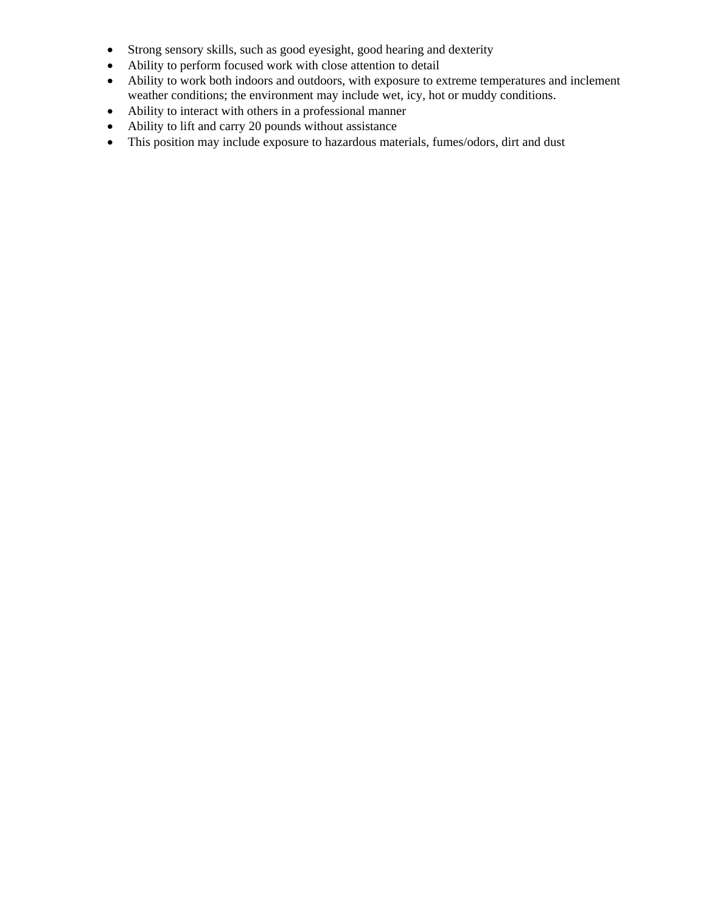- Strong sensory skills, such as good eyesight, good hearing and dexterity
- Ability to perform focused work with close attention to detail
- Ability to work both indoors and outdoors, with exposure to extreme temperatures and inclement weather conditions; the environment may include wet, icy, hot or muddy conditions.
- Ability to interact with others in a professional manner
- Ability to lift and carry 20 pounds without assistance
- This position may include exposure to hazardous materials, fumes/odors, dirt and dust